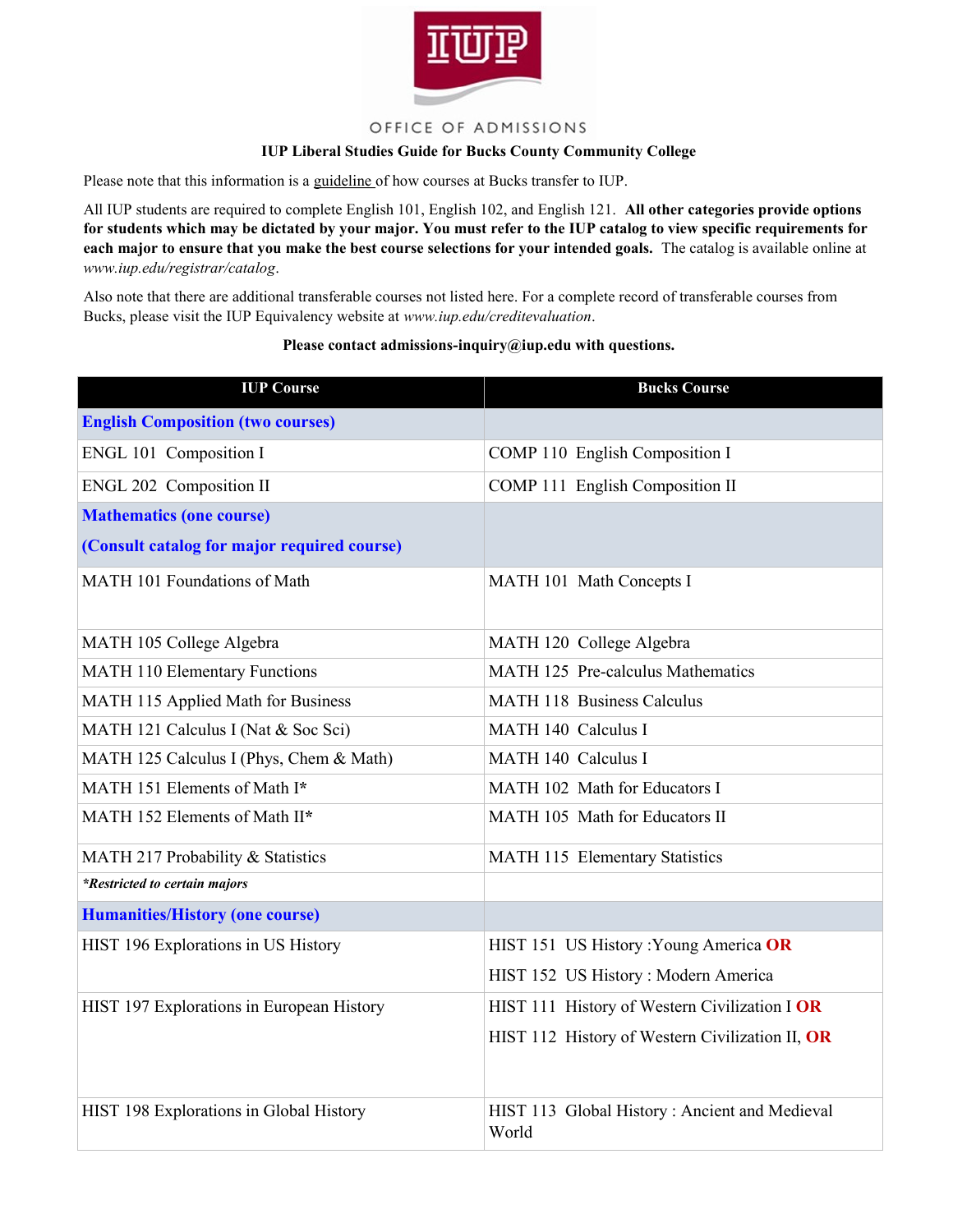OFFICE OF ADMISSIONS

**IUP Liberal Studies Guide for Bucks County Community College**

Please note that this information is a guideline of how courses at Bucks transfer to IUP.

All IUP students are required to complete English 101, English 102, and English 121. **All other categories provide options for students which may be dictated by your major. You must refer to the IUP catalog to view specific requirements for each major to ensure that you make the best course selections for your intended goals.** The catalog is available online at *www.iup.edu/registrar/catalog*.

Also note that there are additional transferable courses not listed here. For a complete record of transferable courses from Bucks, please visit the IUP Equivalency website at *www.iup.edu/creditevaluation*.

**Please contact admissions-inquiry@iup.edu with questions.**

| IUP Course | Bucks Course |
|---|---|
| **English Composition (two courses)** | |
| ENGL 101 Composition I | COMP 110 English Composition I |
| ENGL 202 Composition II | COMP 111 English Composition II |
| **Mathematics (one course)**<br>**(Consult catalog for major required course)** | |
| MATH 101 Foundations of Math | MATH 101 Math Concepts I |
| MATH 105 College Algebra | MATH 120 College Algebra |
| MATH 110 Elementary Functions | MATH 125 Pre-calculus Mathematics |
| MATH 115 Applied Math for Business | MATH 118 Business Calculus |
| MATH 121 Calculus I (Nat & Soc Sci) | MATH 140 Calculus I |
| MATH 125 Calculus I (Phys, Chem & Math) | MATH 140 Calculus I |
| MATH 151 Elements of Math I* | MATH 102 Math for Educators I |
| MATH 152 Elements of Math II* | MATH 105 Math for Educators II |
| MATH 217 Probability & Statistics | MATH 115 Elementary Statistics |
| ***Restricted to certain majors** | |
| **Humanities/History (one course)** | |
| HIST 196 Explorations in US History | HIST 151 US History :Young America **OR**<br>HIST 152 US History : Modern America |
| HIST 197 Explorations in European History | HIST 111 History of Western Civilization I **OR**<br>HIST 112 History of Western Civilization II, **OR** |
| HIST 198 Explorations in Global History | HIST 113 Global History : Ancient and Medieval World |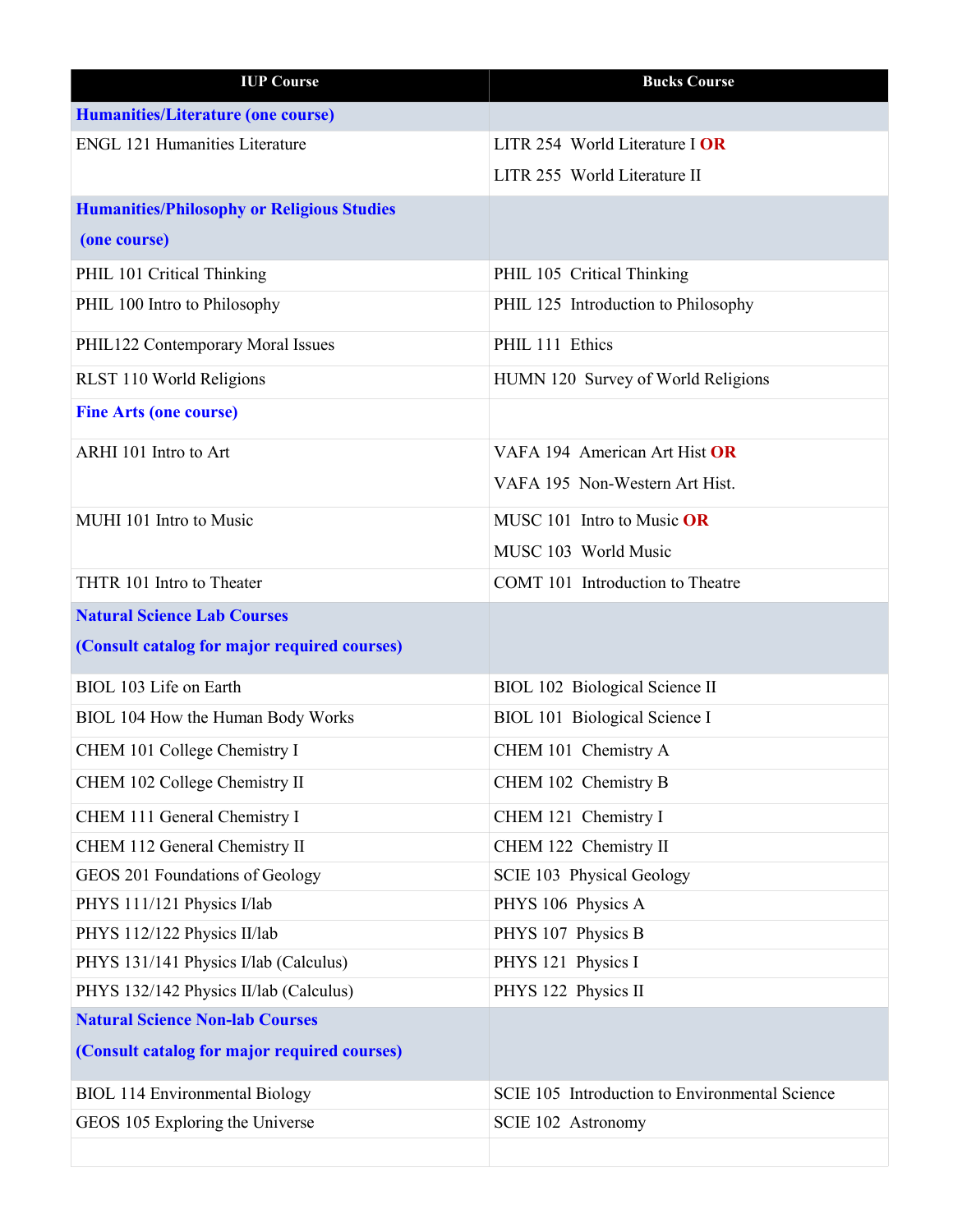| IUP Course | Bucks Course |
|---|---|
| **Humanities/Literature (one course)** | |
| ENGL 121 Humanities Literature | LITR 254 World Literature I **OR** LITR 255 World Literature II |
| **Humanities/Philosophy or Religious Studies (one course)** | |
| PHIL 101 Critical Thinking | PHIL 105 Critical Thinking |
| PHIL 100 Intro to Philosophy | PHIL 125 Introduction to Philosophy |
| PHIL122 Contemporary Moral Issues | PHIL 111 Ethics |
| RLST 110 World Religions | HUMN 120 Survey of World Religions |
| **Fine Arts (one course)** | |
| ARHI 101 Intro to Art | VAFA 194 American Art Hist **OR** VAFA 195 Non-Western Art Hist. |
| MUHI 101 Intro to Music | MUSC 101 Intro to Music **OR** MUSC 103 World Music |
| THTR 101 Intro to Theater | COMT 101 Introduction to Theatre |
| **Natural Science Lab Courses (Consult catalog for major required courses)** | |
| BIOL 103 Life on Earth | BIOL 102 Biological Science II |
| BIOL 104 How the Human Body Works | BIOL 101 Biological Science I |
| CHEM 101 College Chemistry I | CHEM 101 Chemistry A |
| CHEM 102 College Chemistry II | CHEM 102 Chemistry B |
| CHEM 111 General Chemistry I | CHEM 121 Chemistry I |
| CHEM 112 General Chemistry II | CHEM 122 Chemistry II |
| GEOS 201 Foundations of Geology | SCIE 103 Physical Geology |
| PHYS 111/121 Physics I/lab | PHYS 106 Physics A |
| PHYS 112/122 Physics II/lab | PHYS 107 Physics B |
| PHYS 131/141 Physics I/lab (Calculus) | PHYS 121 Physics I |
| PHYS 132/142 Physics II/lab (Calculus) | PHYS 122 Physics II |
| **Natural Science Non-lab Courses (Consult catalog for major required courses)** | |
| BIOL 114 Environmental Biology | SCIE 105 Introduction to Environmental Science |
| GEOS 105 Exploring the Universe | SCIE 102 Astronomy |
| | |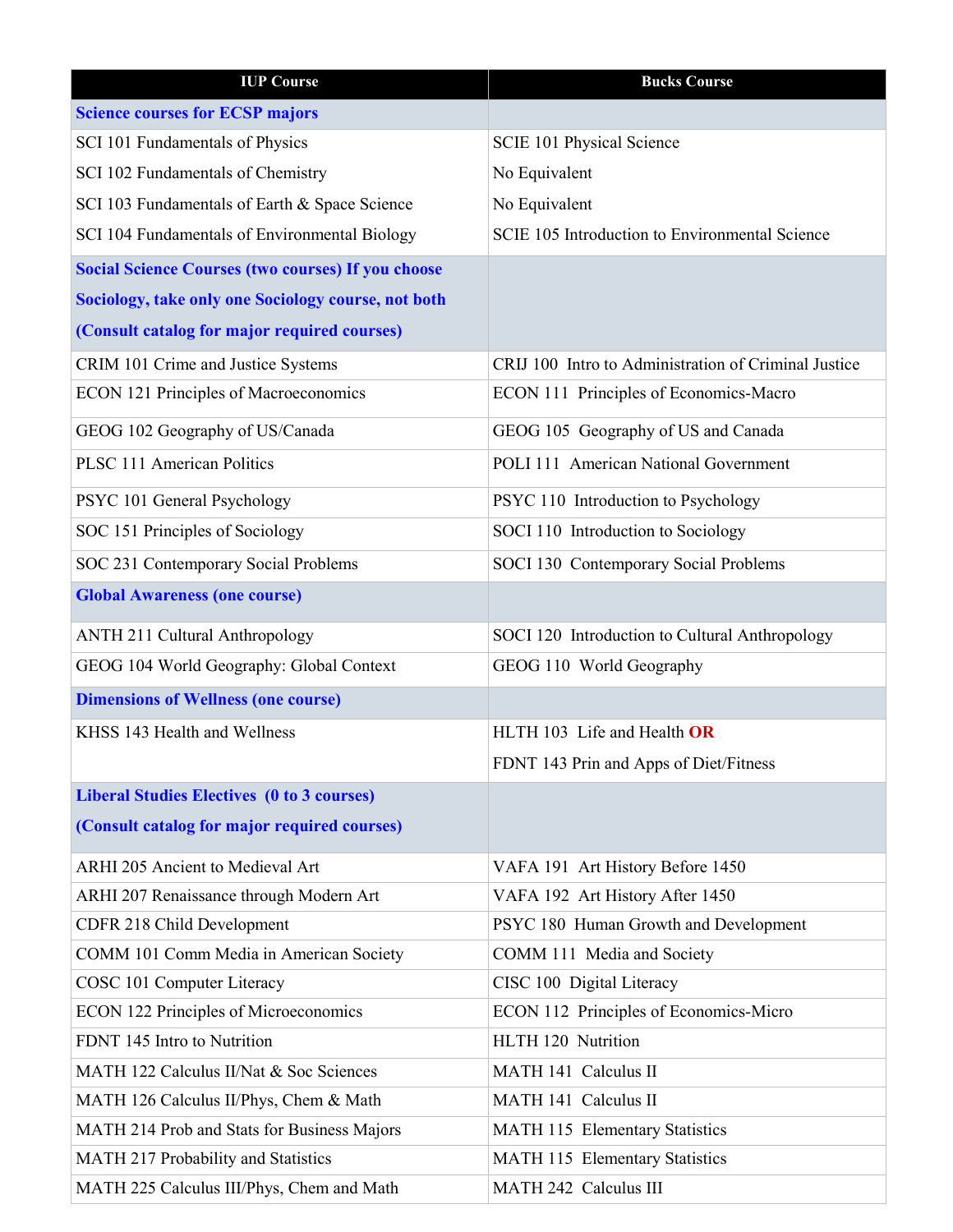| IUP Course | Bucks Course |
|---|---|
| **Science courses for ECSP majors** | |
| SCI 101 Fundamentals of Physics | SCIE 101 Physical Science |
| SCI 102 Fundamentals of Chemistry | No Equivalent |
| SCI 103 Fundamentals of Earth & Space Science | No Equivalent |
| SCI 104 Fundamentals of Environmental Biology | SCIE 105 Introduction to Environmental Science |
| **Social Science Courses (two courses) If you choose Sociology, take only one Sociology course, not both (Consult catalog for major required courses)** | |
| CRIM 101 Crime and Justice Systems | CRIJ 100 Intro to Administration of Criminal Justice |
| ECON 121 Principles of Macroeconomics | ECON 111 Principles of Economics-Macro |
| GEOG 102 Geography of US/Canada | GEOG 105 Geography of US and Canada |
| PLSC 111 American Politics | POLI 111 American National Government |
| PSYC 101 General Psychology | PSYC 110 Introduction to Psychology |
| SOC 151 Principles of Sociology | SOCI 110 Introduction to Sociology |
| SOC 231 Contemporary Social Problems | SOCI 130 Contemporary Social Problems |
| **Global Awareness (one course)** | |
| ANTH 211 Cultural Anthropology | SOCI 120 Introduction to Cultural Anthropology |
| GEOG 104 World Geography: Global Context | GEOG 110 World Geography |
| **Dimensions of Wellness (one course)** | |
| KHSS 143 Health and Wellness | HLTH 103 Life and Health **OR** FDNT 143 Prin and Apps of Diet/Fitness |
| **Liberal Studies Electives (0 to 3 courses) (Consult catalog for major required courses)** | |
| ARHI 205 Ancient to Medieval Art | VAFA 191 Art History Before 1450 |
| ARHI 207 Renaissance through Modern Art | VAFA 192 Art History After 1450 |
| CDFR 218 Child Development | PSYC 180 Human Growth and Development |
| COMM 101 Comm Media in American Society | COMM 111 Media and Society |
| COSC 101 Computer Literacy | CISC 100 Digital Literacy |
| ECON 122 Principles of Microeconomics | ECON 112 Principles of Economics-Micro |
| FDNT 145 Intro to Nutrition | HLTH 120 Nutrition |
| MATH 122 Calculus II/Nat & Soc Sciences | MATH 141 Calculus II |
| MATH 126 Calculus II/Phys, Chem & Math | MATH 141 Calculus II |
| MATH 214 Prob and Stats for Business Majors | MATH 115 Elementary Statistics |
| MATH 217 Probability and Statistics | MATH 115 Elementary Statistics |
| MATH 225 Calculus III/Phys, Chem and Math | MATH 242 Calculus III |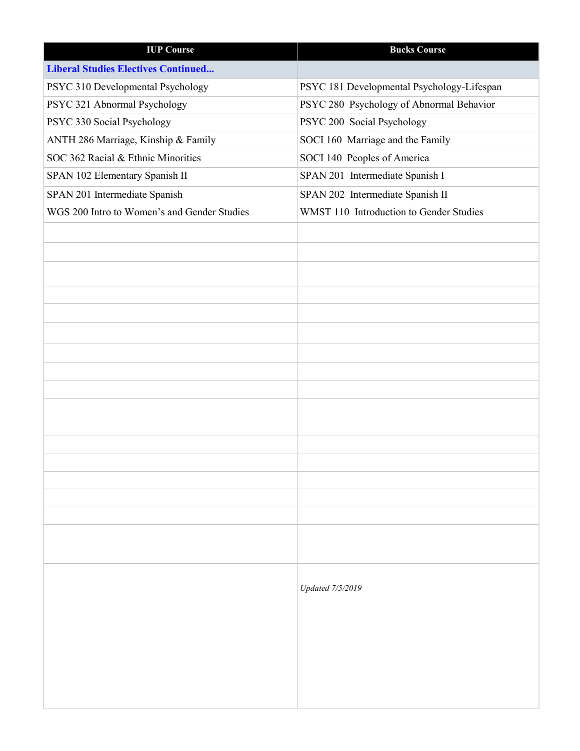| IUP Course | Bucks Course |
| --- | --- |
| **Liberal Studies Electives Continued...** | |
| PSYC 310 Developmental Psychology | PSYC 181 Developmental Psychology-Lifespan |
| PSYC 321 Abnormal Psychology | PSYC 280 Psychology of Abnormal Behavior |
| PSYC 330 Social Psychology | PSYC 200 Social Psychology |
| ANTH 286 Marriage, Kinship & Family | SOCI 160 Marriage and the Family |
| SOC 362 Racial & Ethnic Minorities | SOCI 140 Peoples of America |
| SPAN 102 Elementary Spanish II | SPAN 201 Intermediate Spanish I |
| SPAN 201 Intermediate Spanish | SPAN 202 Intermediate Spanish II |
| WGS 200 Intro to Women's and Gender Studies | WMST 110 Introduction to Gender Studies |
| | *Updated 7/5/2019* |